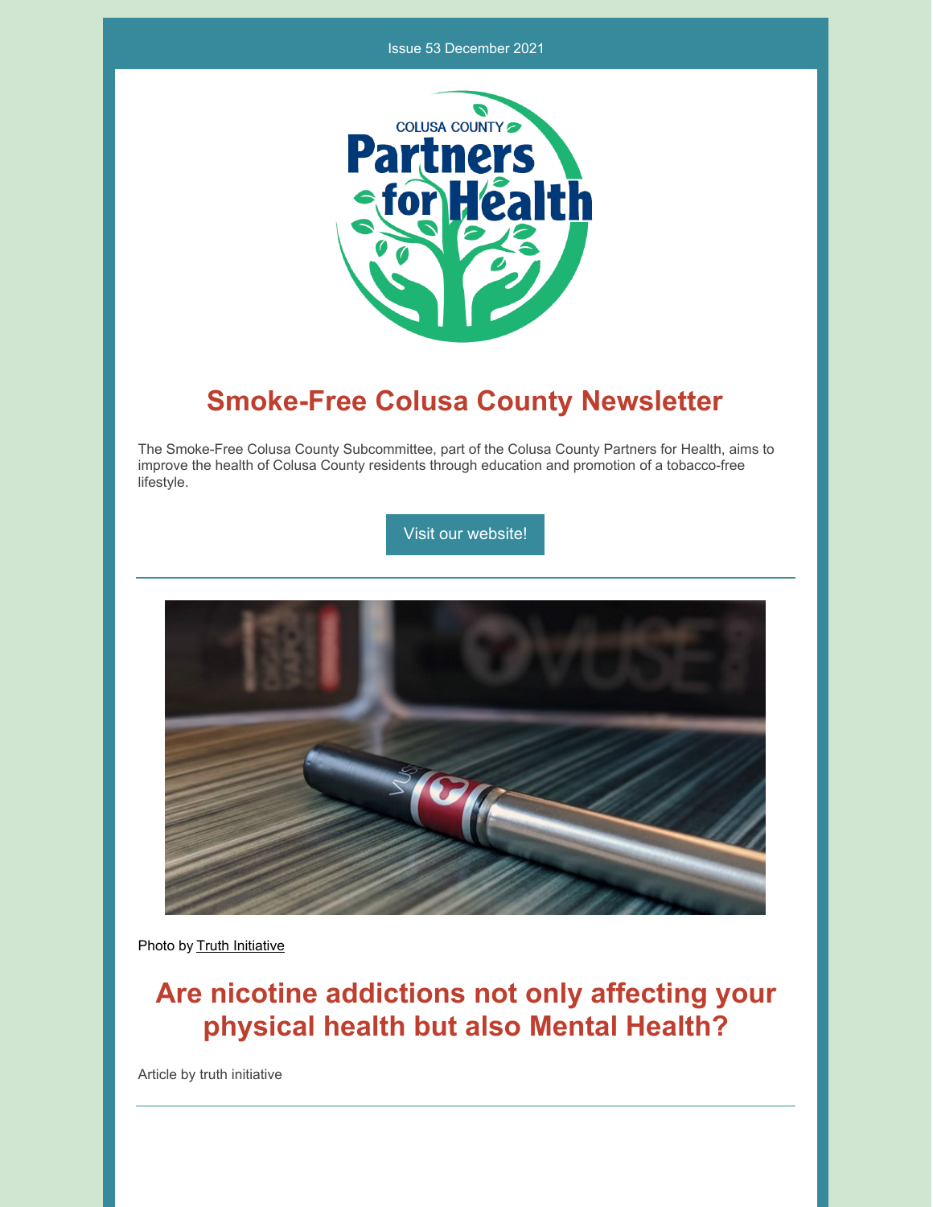Issue 53 December 2021

# Smoke-Free Colusa County Newsletter

The Smoke-Free Colusa County Subcommittee, part of the Colusa County Partners for Health, aims to improve the health of Colusa County residents through education and promotion of a tobacco-free lifestyle.

Visit our website!

Photo by Truth Initiative

## Are nicotine addictions not only affecting your physical health but also Mental Health?

Article by truth initiative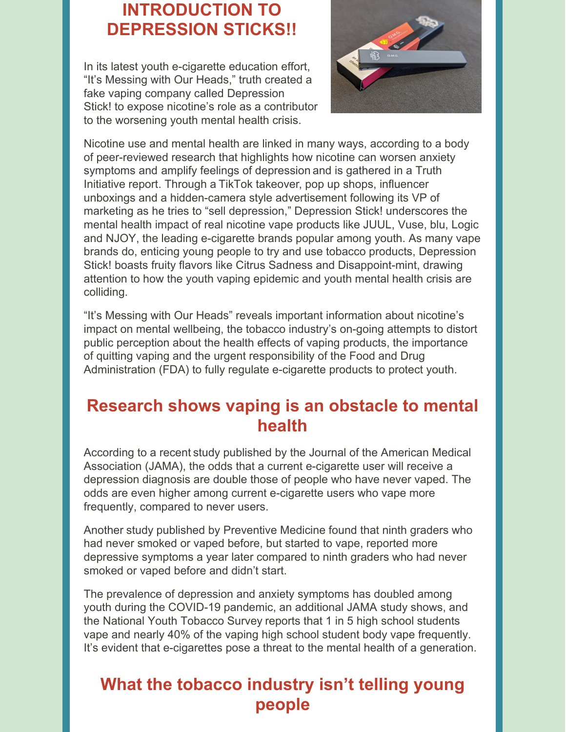## INTRODUCTION TO DEPRESSION STICKS!!

In its latest youth e-cigarette education effort, “It’s Messing with Our Heads,” truth created a fake vaping company called Depression Stick! to expose nicotine’s role as a contributor to the worsening youth mental health crisis.

Nicotine use and mental health are linked in many ways, according to a body of peer-reviewed research that highlights how nicotine can worsen anxiety symptoms and amplify feelings of depression and is gathered in a Truth Initiative report. Through a TikTok takeover, pop up shops, influencer unboxings and a hidden-camera style advertisement following its VP of marketing as he tries to “sell depression,” Depression Stick! underscores the mental health impact of real nicotine vape products like JUUL, Vuse, blu, Logic and NJOY, the leading e-cigarette brands popular among youth. As many vape brands do, enticing young people to try and use tobacco products, Depression Stick! boasts fruity flavors like Citrus Sadness and Disappoint-mint, drawing attention to how the youth vaping epidemic and youth mental health crisis are colliding.

“It’s Messing with Our Heads” reveals important information about nicotine’s impact on mental wellbeing, the tobacco industry’s on-going attempts to distort public perception about the health effects of vaping products, the importance of quitting vaping and the urgent responsibility of the Food and Drug Administration (FDA) to fully regulate e-cigarette products to protect youth.

## Research shows vaping is an obstacle to mental health

According to a recent study published by the Journal of the American Medical Association (JAMA), the odds that a current e-cigarette user will receive a depression diagnosis are double those of people who have never vaped. The odds are even higher among current e-cigarette users who vape more frequently, compared to never users.

Another study published by Preventive Medicine found that ninth graders who had never smoked or vaped before, but started to vape, reported more depressive symptoms a year later compared to ninth graders who had never smoked or vaped before and didn’t start.

The prevalence of depression and anxiety symptoms has doubled among youth during the COVID-19 pandemic, an additional JAMA study shows, and the National Youth Tobacco Survey reports that 1 in 5 high school students vape and nearly 40% of the vaping high school student body vape frequently. It’s evident that e-cigarettes pose a threat to the mental health of a generation.

## What the tobacco industry isn’t telling young people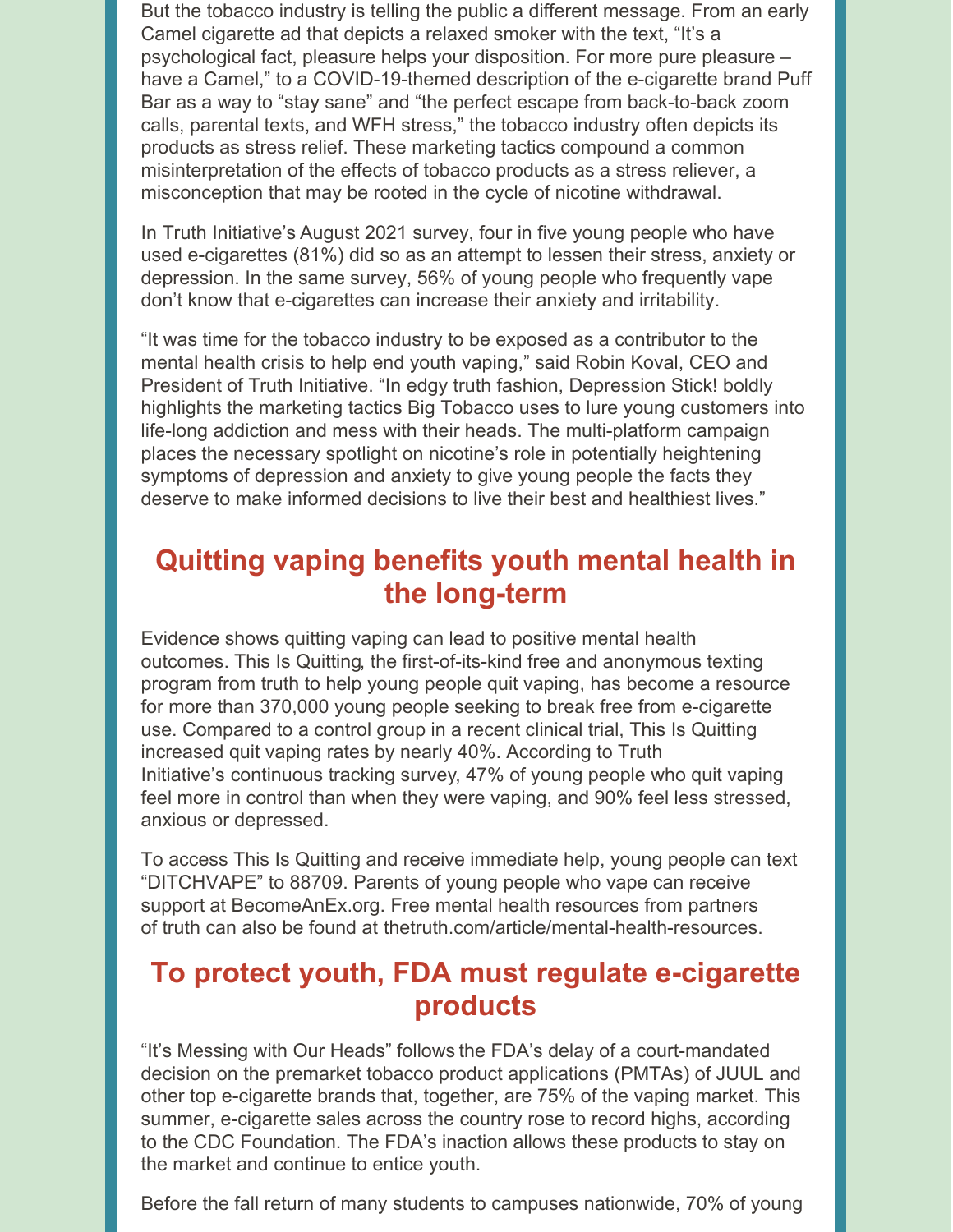But the tobacco industry is telling the public a different message. From an early Camel cigarette ad that depicts a relaxed smoker with the text, “It’s a psychological fact, pleasure helps your disposition. For more pure pleasure – have a Camel,” to a COVID-19-themed description of the e-cigarette brand Puff Bar as a way to “stay sane” and “the perfect escape from back-to-back zoom calls, parental texts, and WFH stress,” the tobacco industry often depicts its products as stress relief. These marketing tactics compound a common misinterpretation of the effects of tobacco products as a stress reliever, a misconception that may be rooted in the cycle of nicotine withdrawal.

In Truth Initiative’s August 2021 survey, four in five young people who have used e-cigarettes (81%) did so as an attempt to lessen their stress, anxiety or depression. In the same survey, 56% of young people who frequently vape don’t know that e-cigarettes can increase their anxiety and irritability.

“It was time for the tobacco industry to be exposed as a contributor to the mental health crisis to help end youth vaping,” said Robin Koval, CEO and President of Truth Initiative. “In edgy truth fashion, Depression Stick! boldly highlights the marketing tactics Big Tobacco uses to lure young customers into life-long addiction and mess with their heads. The multi-platform campaign places the necessary spotlight on nicotine’s role in potentially heightening symptoms of depression and anxiety to give young people the facts they deserve to make informed decisions to live their best and healthiest lives.”

## Quitting vaping benefits youth mental health in the long-term

Evidence shows quitting vaping can lead to positive mental health outcomes. This Is Quitting, the first-of-its-kind free and anonymous texting program from truth to help young people quit vaping, has become a resource for more than 370,000 young people seeking to break free from e-cigarette use. Compared to a control group in a recent clinical trial, This Is Quitting increased quit vaping rates by nearly 40%. According to Truth Initiative’s continuous tracking survey, 47% of young people who quit vaping feel more in control than when they were vaping, and 90% feel less stressed, anxious or depressed.

To access This Is Quitting and receive immediate help, young people can text “DITCHVAPE” to 88709. Parents of young people who vape can receive support at BecomeAnEx.org. Free mental health resources from partners of truth can also be found at thetruth.com/article/mental-health-resources.

## To protect youth, FDA must regulate e-cigarette products

“It’s Messing with Our Heads” follows the FDA’s delay of a court-mandated decision on the premarket tobacco product applications (PMTAs) of JUUL and other top e-cigarette brands that, together, are 75% of the vaping market. This summer, e-cigarette sales across the country rose to record highs, according to the CDC Foundation. The FDA’s inaction allows these products to stay on the market and continue to entice youth.

Before the fall return of many students to campuses nationwide, 70% of young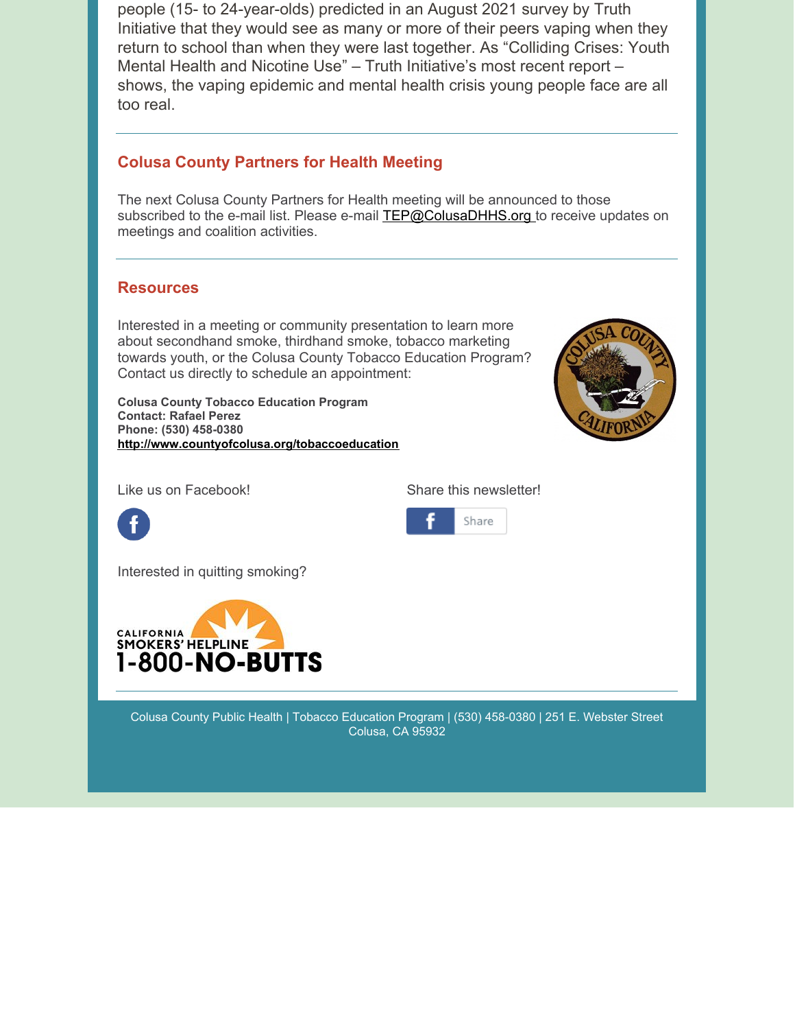people (15- to 24-year-olds) predicted in an August 2021 survey by Truth Initiative that they would see as many or more of their peers vaping when they return to school than when they were last together. As "Colliding Crises: Youth Mental Health and Nicotine Use" – Truth Initiative's most recent report – shows, the vaping epidemic and mental health crisis young people face are all too real.

## Colusa County Partners for Health Meeting

The next Colusa County Partners for Health meeting will be announced to those subscribed to the e-mail list. Please e-mail TEP@ColusaDHHS.org to receive updates on meetings and coalition activities.

## Resources

Interested in a meeting or community presentation to learn more about secondhand smoke, thirdhand smoke, tobacco marketing towards youth, or the Colusa County Tobacco Education Program? Contact us directly to schedule an appointment:

**Colusa County Tobacco Education Program**
**Contact: Rafael Perez**
**Phone: (530) 458-0380**
**http://www.countyofcolusa.org/tobaccoeducation**

Like us on Facebook!

Share this newsletter!

Share

Interested in quitting smoking?

CALIFORNIA SMOKERS' HELPLINE 1-800-NO-BUTTS

Colusa County Public Health | Tobacco Education Program | (530) 458-0380 | 251 E. Webster Street Colusa, CA 95932